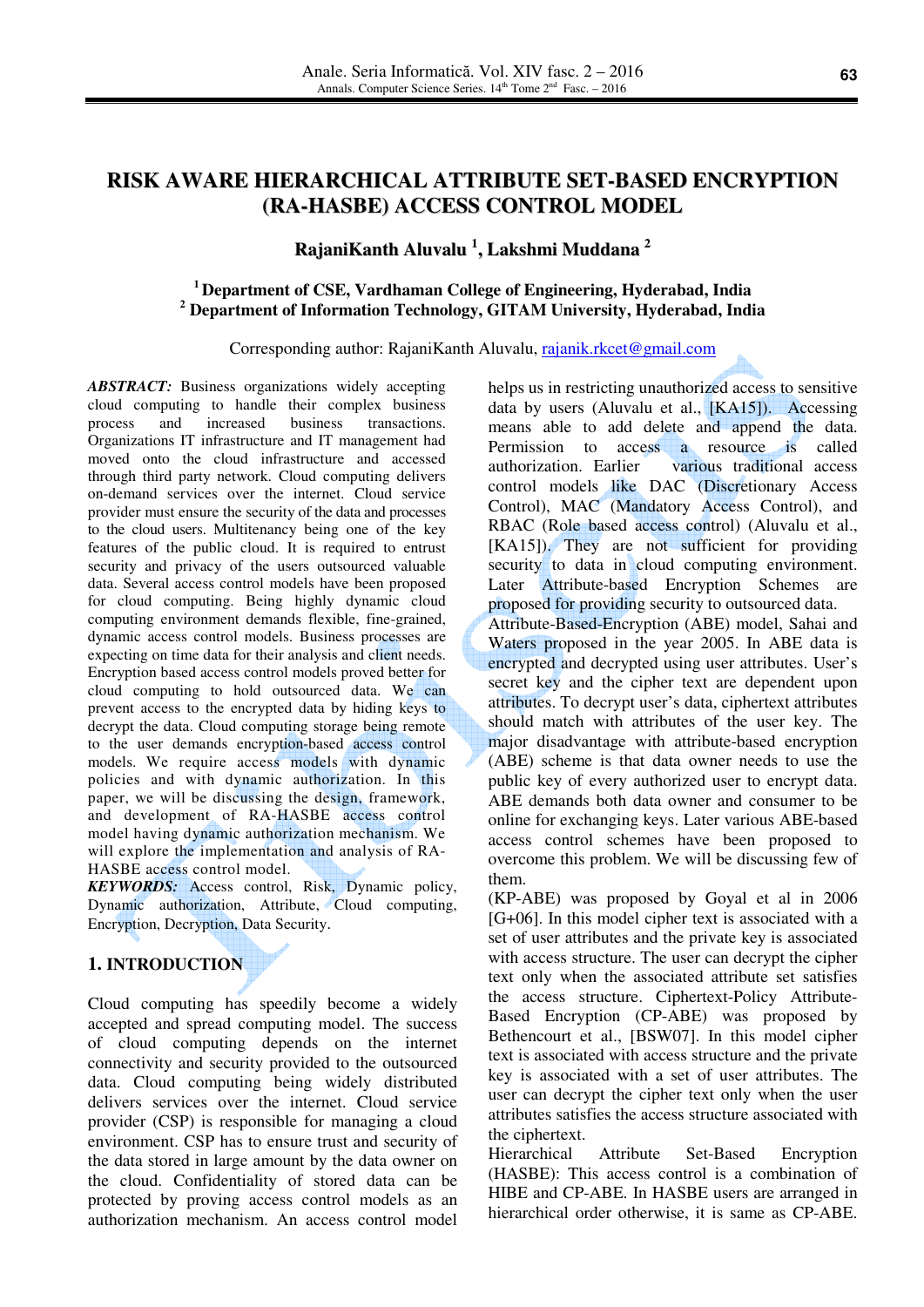# RISK AWARE HIERARCHICAL ATTRIBUTE SET-BASED ENCRYPTION (RA-HASBE) ACCESS CONTROL MODEL

**RajaniKanth Aluvalu [1], Lakshmi Muddana [2]**

**[1] Department of CSE, Vardhaman College of Engineering, Hyderabad, India**
**[2] Department of Information Technology, GITAM University, Hyderabad, India**

Corresponding author: RajaniKanth Aluvalu, rajanik.rkcet@gmail.com

***ABSTRACT:*** Business organizations widely accepting cloud computing to handle their complex business process and increased business transactions. Organizations IT infrastructure and IT management had moved onto the cloud infrastructure and accessed through third party network. Cloud computing delivers on-demand services over the internet. Cloud service provider must ensure the security of the data and processes to the cloud users. Multitenancy being one of the key features of the public cloud. It is required to entrust security and privacy of the users outsourced valuable data. Several access control models have been proposed for cloud computing. Being highly dynamic cloud computing environment demands flexible, fine-grained, dynamic access control models. Business processes are expecting on time data for their analysis and client needs. Encryption based access control models proved better for cloud computing to hold outsourced data. We can prevent access to the encrypted data by hiding keys to decrypt the data. Cloud computing storage being remote to the user demands encryption-based access control models. We require access models with dynamic policies and with dynamic authorization. In this paper, we will be discussing the design, framework, and development of RA-HASBE access control model having dynamic authorization mechanism. We will explore the implementation and analysis of RA-HASBE access control model.

***KEYWORDS:*** Access control, Risk, Dynamic policy, Dynamic authorization, Attribute, Cloud computing, Encryption, Decryption, Data Security.

## 1. INTRODUCTION

Cloud computing has speedily become a widely accepted and spread computing model. The success of cloud computing depends on the internet connectivity and security provided to the outsourced data. Cloud computing being widely distributed delivers services over the internet. Cloud service provider (CSP) is responsible for managing a cloud environment. CSP has to ensure trust and security of the data stored in large amount by the data owner on the cloud. Confidentiality of stored data can be protected by proving access control models as an authorization mechanism. An access control model helps us in restricting unauthorized access to sensitive data by users (Aluvalu et al., [KA15]). Accessing means able to add delete and append the data. Permission to access a resource is called authorization. Earlier various traditional access control models like DAC (Discretionary Access Control), MAC (Mandatory Access Control), and RBAC (Role based access control) (Aluvalu et al., [KA15]). They are not sufficient for providing security to data in cloud computing environment. Later Attribute-based Encryption Schemes are proposed for providing security to outsourced data.

Attribute-Based-Encryption (ABE) model, Sahai and Waters proposed in the year 2005. In ABE data is encrypted and decrypted using user attributes. User's secret key and the cipher text are dependent upon attributes. To decrypt user's data, ciphertext attributes should match with attributes of the user key. The major disadvantage with attribute-based encryption (ABE) scheme is that data owner needs to use the public key of every authorized user to encrypt data. ABE demands both data owner and consumer to be online for exchanging keys. Later various ABE-based access control schemes have been proposed to overcome this problem. We will be discussing few of them.

(KP-ABE) was proposed by Goyal et al in 2006 [G+06]. In this model cipher text is associated with a set of user attributes and the private key is associated with access structure. The user can decrypt the cipher text only when the associated attribute set satisfies the access structure. Ciphertext-Policy Attribute-Based Encryption (CP-ABE) was proposed by Bethencourt et al., [BSW07]. In this model cipher text is associated with access structure and the private key is associated with a set of user attributes. The user can decrypt the cipher text only when the user attributes satisfies the access structure associated with the ciphertext.

Hierarchical Attribute Set-Based Encryption (HASBE): This access control is a combination of HIBE and CP-ABE. In HASBE users are arranged in hierarchical order otherwise, it is same as CP-ABE.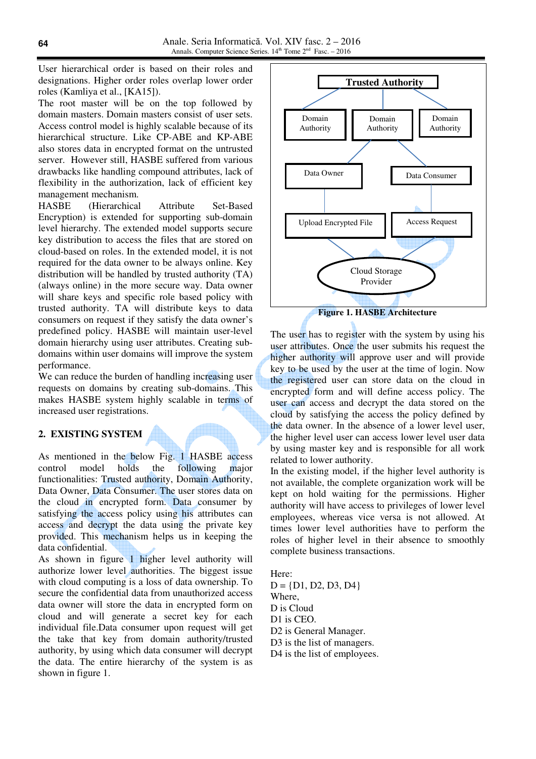User hierarchical order is based on their roles and designations. Higher order roles overlap lower order roles (Kamliya et al., [KA15]).

The root master will be on the top followed by domain masters. Domain masters consist of user sets. Access control model is highly scalable because of its hierarchical structure. Like CP-ABE and KP-ABE also stores data in encrypted format on the untrusted server. However still, HASBE suffered from various drawbacks like handling compound attributes, lack of flexibility in the authorization, lack of efficient key management mechanism.

HASBE (Hierarchical Attribute Set-Based Encryption) is extended for supporting sub-domain level hierarchy. The extended model supports secure key distribution to access the files that are stored on cloud-based on roles. In the extended model, it is not required for the data owner to be always online. Key distribution will be handled by trusted authority (TA) (always online) in the more secure way. Data owner will share keys and specific role based policy with trusted authority. TA will distribute keys to data consumers on request if they satisfy the data owner's predefined policy. HASBE will maintain user-level domain hierarchy using user attributes. Creating sub-domains within user domains will improve the system performance.

We can reduce the burden of handling increasing user requests on domains by creating sub-domains. This makes HASBE system highly scalable in terms of increased user registrations.

## 2. EXISTING SYSTEM

As mentioned in the below Fig. 1 HASBE access control model holds the following major functionalities: Trusted authority, Domain Authority, Data Owner, Data Consumer. The user stores data on the cloud in encrypted form. Data consumer by satisfying the access policy using his attributes can access and decrypt the data using the private key provided. This mechanism helps us in keeping the data confidential.

As shown in figure 1 higher level authority will authorize lower level authorities. The biggest issue with cloud computing is a loss of data ownership. To secure the confidential data from unauthorized access data owner will store the data in encrypted form on cloud and will generate a secret key for each individual file.Data consumer upon request will get the take that key from domain authority/trusted authority, by using which data consumer will decrypt the data. The entire hierarchy of the system is as shown in figure 1.

Trusted Authority

Domain Authority | Domain Authority | Domain Authority

Data Owner | Data Consumer

Upload Encrypted File | Access Request

Cloud Storage Provider

**Figure 1. HASBE Architecture**

The user has to register with the system by using his user attributes. Once the user submits his request the higher authority will approve user and will provide key to be used by the user at the time of login. Now the registered user can store data on the cloud in encrypted form and will define access policy. The user can access and decrypt the data stored on the cloud by satisfying the access the policy defined by the data owner. In the absence of a lower level user, the higher level user can access lower level user data by using master key and is responsible for all work related to lower authority.

In the existing model, if the higher level authority is not available, the complete organization work will be kept on hold waiting for the permissions. Higher authority will have access to privileges of lower level employees, whereas vice versa is not allowed. At times lower level authorities have to perform the roles of higher level in their absence to smoothly complete business transactions.

Here:
D = {D1, D2, D3, D4}
Where,
D is Cloud
D1 is CEO.
D2 is General Manager.
D3 is the list of managers.
D4 is the list of employees.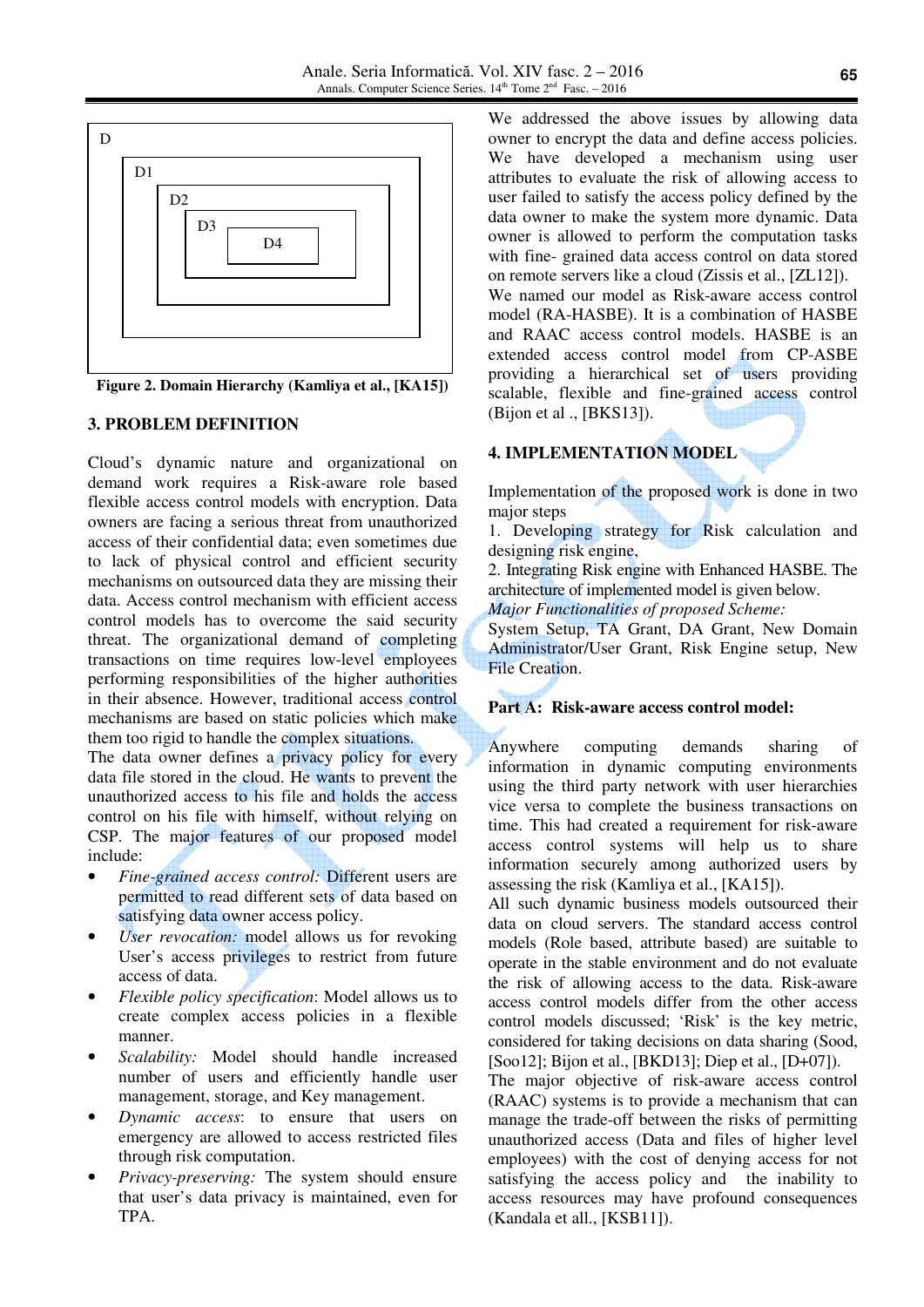D

D1

D2

D3

D4

**Figure 2. Domain Hierarchy (Kamliya et al., [KA15])**

## 3. PROBLEM DEFINITION

Cloud's dynamic nature and organizational on demand work requires a Risk-aware role based flexible access control models with encryption. Data owners are facing a serious threat from unauthorized access of their confidential data; even sometimes due to lack of physical control and efficient security mechanisms on outsourced data they are missing their data. Access control mechanism with efficient access control models has to overcome the said security threat. The organizational demand of completing transactions on time requires low-level employees performing responsibilities of the higher authorities in their absence. However, traditional access control mechanisms are based on static policies which make them too rigid to handle the complex situations.

The data owner defines a privacy policy for every data file stored in the cloud. He wants to prevent the unauthorized access to his file and holds the access control on his file with himself, without relying on CSP. The major features of our proposed model include:

- *Fine-grained access control:* Different users are permitted to read different sets of data based on satisfying data owner access policy.
- *User revocation:* model allows us for revoking User's access privileges to restrict from future access of data.
- *Flexible policy specification*: Model allows us to create complex access policies in a flexible manner.
- *Scalability:* Model should handle increased number of users and efficiently handle user management, storage, and Key management.
- *Dynamic access*: to ensure that users on emergency are allowed to access restricted files through risk computation.
- *Privacy-preserving:* The system should ensure that user's data privacy is maintained, even for TPA.

We addressed the above issues by allowing data owner to encrypt the data and define access policies. We have developed a mechanism using user attributes to evaluate the risk of allowing access to user failed to satisfy the access policy defined by the data owner to make the system more dynamic. Data owner is allowed to perform the computation tasks with fine- grained data access control on data stored on remote servers like a cloud (Zissis et al., [ZL12]). We named our model as Risk-aware access control model (RA-HASBE). It is a combination of HASBE and RAAC access control models. HASBE is an extended access control model from CP-ASBE providing a hierarchical set of users providing scalable, flexible and fine-grained access control (Bijon et al ., [BKS13]).

## 4. IMPLEMENTATION MODEL

Implementation of the proposed work is done in two major steps

1. Developing strategy for Risk calculation and designing risk engine,
2. Integrating Risk engine with Enhanced HASBE. The architecture of implemented model is given below.

*Major Functionalities of proposed Scheme:*

System Setup, TA Grant, DA Grant, New Domain Administrator/User Grant, Risk Engine setup, New File Creation.

### Part A: Risk-aware access control model:

Anywhere computing demands sharing of information in dynamic computing environments using the third party network with user hierarchies vice versa to complete the business transactions on time. This had created a requirement for risk-aware access control systems will help us to share information securely among authorized users by assessing the risk (Kamliya et al., [KA15]).

All such dynamic business models outsourced their data on cloud servers. The standard access control models (Role based, attribute based) are suitable to operate in the stable environment and do not evaluate the risk of allowing access to the data. Risk-aware access control models differ from the other access control models discussed; 'Risk' is the key metric, considered for taking decisions on data sharing (Sood, [Soo12]; Bijon et al., [BKD13]; Diep et al., [D+07]).

The major objective of risk-aware access control (RAAC) systems is to provide a mechanism that can manage the trade-off between the risks of permitting unauthorized access (Data and files of higher level employees) with the cost of denying access for not satisfying the access policy and the inability to access resources may have profound consequences (Kandala et all., [KSB11]).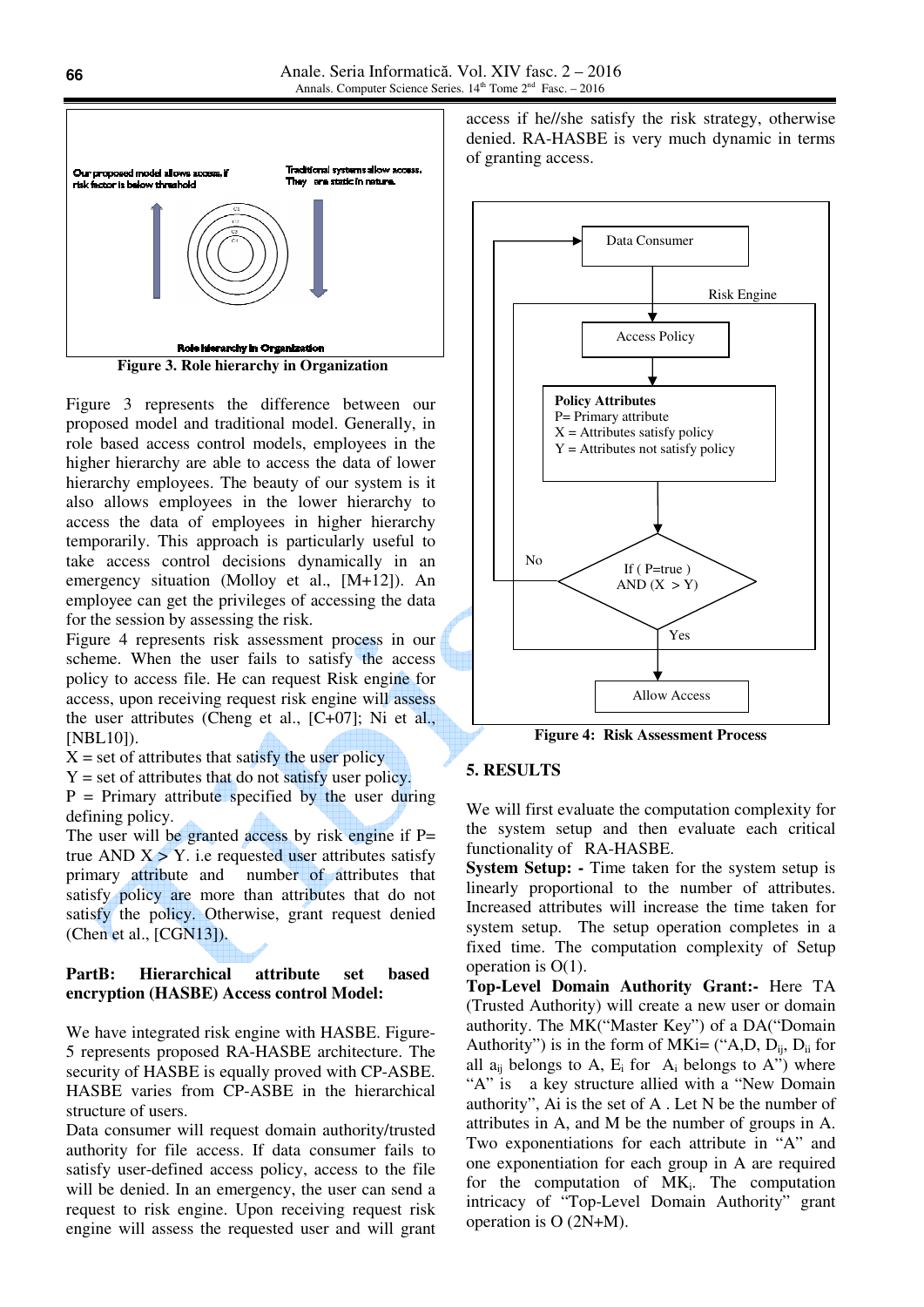Figure 3. Role hierarchy in Organization

Figure 3 represents the difference between our proposed model and traditional model. Generally, in role based access control models, employees in the higher hierarchy are able to access the data of lower hierarchy employees. The beauty of our system is it also allows employees in the lower hierarchy to access the data of employees in higher hierarchy temporarily. This approach is particularly useful to take access control decisions dynamically in an emergency situation (Molloy et al., [M+12]). An employee can get the privileges of accessing the data for the session by assessing the risk.

Figure 4 represents risk assessment process in our scheme. When the user fails to satisfy the access policy to access file. He can request Risk engine for access, upon receiving request risk engine will assess the user attributes (Cheng et al., [C+07]; Ni et al., [NBL10]).

X = set of attributes that satisfy the user policy

Y = set of attributes that do not satisfy user policy.

P = Primary attribute specified by the user during defining policy.

The user will be granted access by risk engine if P= true AND X > Y. i.e requested user attributes satisfy primary attribute and number of attributes that satisfy policy are more than attributes that do not satisfy the policy. Otherwise, grant request denied (Chen et al., [CGN13]).

**PartB: Hierarchical attribute set based encryption (HASBE) Access control Model:**

We have integrated risk engine with HASBE. Figure-5 represents proposed RA-HASBE architecture. The security of HASBE is equally proved with CP-ASBE. HASBE varies from CP-ASBE in the hierarchical structure of users.

Data consumer will request domain authority/trusted authority for file access. If data consumer fails to satisfy user-defined access policy, access to the file will be denied. In an emergency, the user can send a request to risk engine. Upon receiving request risk engine will assess the requested user and will grant access if he//she satisfy the risk strategy, otherwise denied. RA-HASBE is very much dynamic in terms of granting access.

Figure 4: Risk Assessment Process

## 5. RESULTS

We will first evaluate the computation complexity for the system setup and then evaluate each critical functionality of RA-HASBE.

**System Setup: -** Time taken for the system setup is linearly proportional to the number of attributes. Increased attributes will increase the time taken for system setup. The setup operation completes in a fixed time. The computation complexity of Setup operation is O(1).

**Top-Level Domain Authority Grant:-** Here TA (Trusted Authority) will create a new user or domain authority. The MK("Master Key") of a DA("Domain Authority") is in the form of MKi= ("A,D, $D_{ij}$, $D_{ii}$ for all $a_{ij}$ belongs to A, $E_i$ for $A_i$ belongs to A") where "A" is a key structure allied with a "New Domain authority", Ai is the set of A . Let N be the number of attributes in A, and M be the number of groups in A. Two exponentiations for each attribute in "A" and one exponentiation for each group in A are required for the computation of $MK_i$. The computation intricacy of "Top-Level Domain Authority" grant operation is O (2N+M).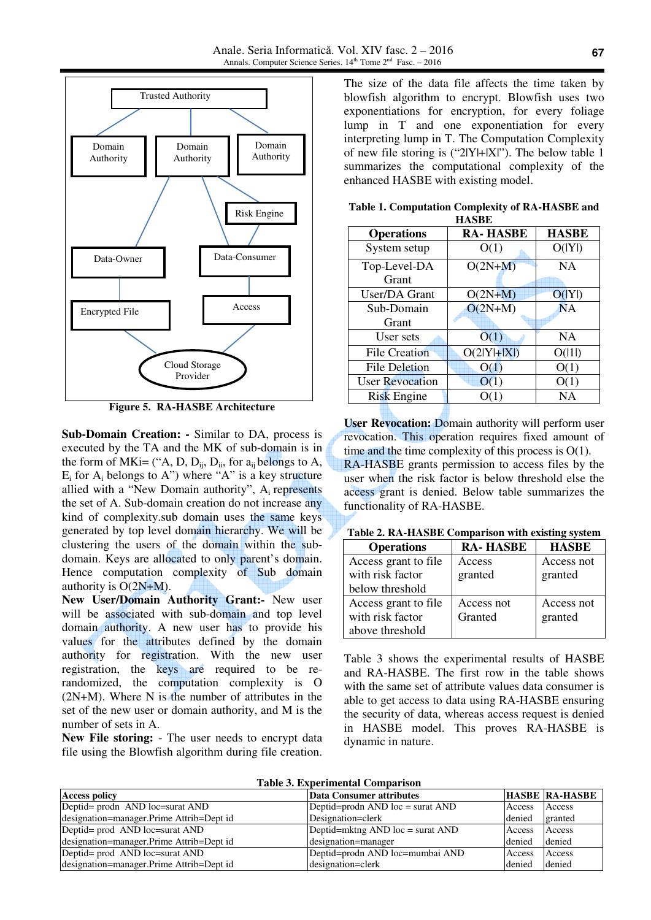Trusted Authority

Domain Authority | Domain Authority | Domain Authority

Risk Engine

Data-Owner | Data-Consumer

Encrypted File | Access

Cloud Storage Provider

**Figure 5. RA-HASBE Architecture**

**Sub-Domain Creation: -** Similar to DA, process is executed by the TA and the MK of sub-domain is in the form of MKi= (“A, D, $D_{ij}$, $D_{ii}$, for $a_{ij}$ belongs to A, $E_i$ for $A_i$ belongs to A”) where “A” is a key structure allied with a “New Domain authority”, $A_i$ represents the set of A. Sub-domain creation do not increase any kind of complexity.sub domain uses the same keys generated by top level domain hierarchy. We will be clustering the users of the domain within the sub-domain. Keys are allocated to only parent’s domain. Hence computation complexity of Sub domain authority is O(2N+M).

**New User/Domain Authority Grant:-** New user will be associated with sub-domain and top level domain authority. A new user has to provide his values for the attributes defined by the domain authority for registration. With the new user registration, the keys are required to be re-randomized, the computation complexity is O (2N+M). Where N is the number of attributes in the set of the new user or domain authority, and M is the number of sets in A.

**New File storing:** - The user needs to encrypt data file using the Blowfish algorithm during file creation.

The size of the data file affects the time taken by blowfish algorithm to encrypt. Blowfish uses two exponentiations for encryption, for every foliage lump in T and one exponentiation for every interpreting lump in T. The Computation Complexity of new file storing is (“2|Y|+|X|”). The below table 1 summarizes the computational complexity of the enhanced HASBE with existing model.

**Table 1. Computation Complexity of RA-HASBE and HASBE**

| Operations | RA- HASBE | HASBE |
|---|---|---|
| System setup | O(1) | O(\|Y\|) |
| Top-Level-DA Grant | O(2N+M) | NA |
| User/DA Grant | O(2N+M) | O(\|Y\|) |
| Sub-Domain Grant | O(2N+M) | NA |
| User sets | O(1) | NA |
| File Creation | O(2\|Y\|+\|X\|) | O(\|1\|) |
| File Deletion | O(1) | O(1) |
| User Revocation | O(1) | O(1) |
| Risk Engine | O(1) | NA |

**User Revocation:** Domain authority will perform user revocation. This operation requires fixed amount of time and the time complexity of this process is O(1). RA-HASBE grants permission to access files by the user when the risk factor is below threshold else the access grant is denied. Below table summarizes the functionality of RA-HASBE.

**Table 2. RA-HASBE Comparison with existing system**

| Operations | RA- HASBE | HASBE |
|---|---|---|
| Access grant to file with risk factor below threshold | Access granted | Access not granted |
| Access grant to file with risk factor above threshold | Access not Granted | Access not granted |

Table 3 shows the experimental results of HASBE and RA-HASBE. The first row in the table shows with the same set of attribute values data consumer is able to get access to data using RA-HASBE ensuring the security of data, whereas access request is denied in HASBE model. This proves RA-HASBE is dynamic in nature.

**Table 3. Experimental Comparison**

| Access policy | Data Consumer attributes | HASBE | RA-HASBE |
|---|---|---|---|
| Deptid= prodn AND loc=surat AND designation=manager.Prime Attrib=Dept id | Deptid=prodn AND loc = surat AND Designation=clerk | Access denied | Access granted |
| Deptid= prod AND loc=surat AND designation=manager.Prime Attrib=Dept id | Deptid=mktng AND loc = surat AND designation=manager | Access denied | Access denied |
| Deptid= prod AND loc=surat AND designation=manager.Prime Attrib=Dept id | Deptid=prodn AND loc=mumbai AND designation=clerk | Access denied | Access denied |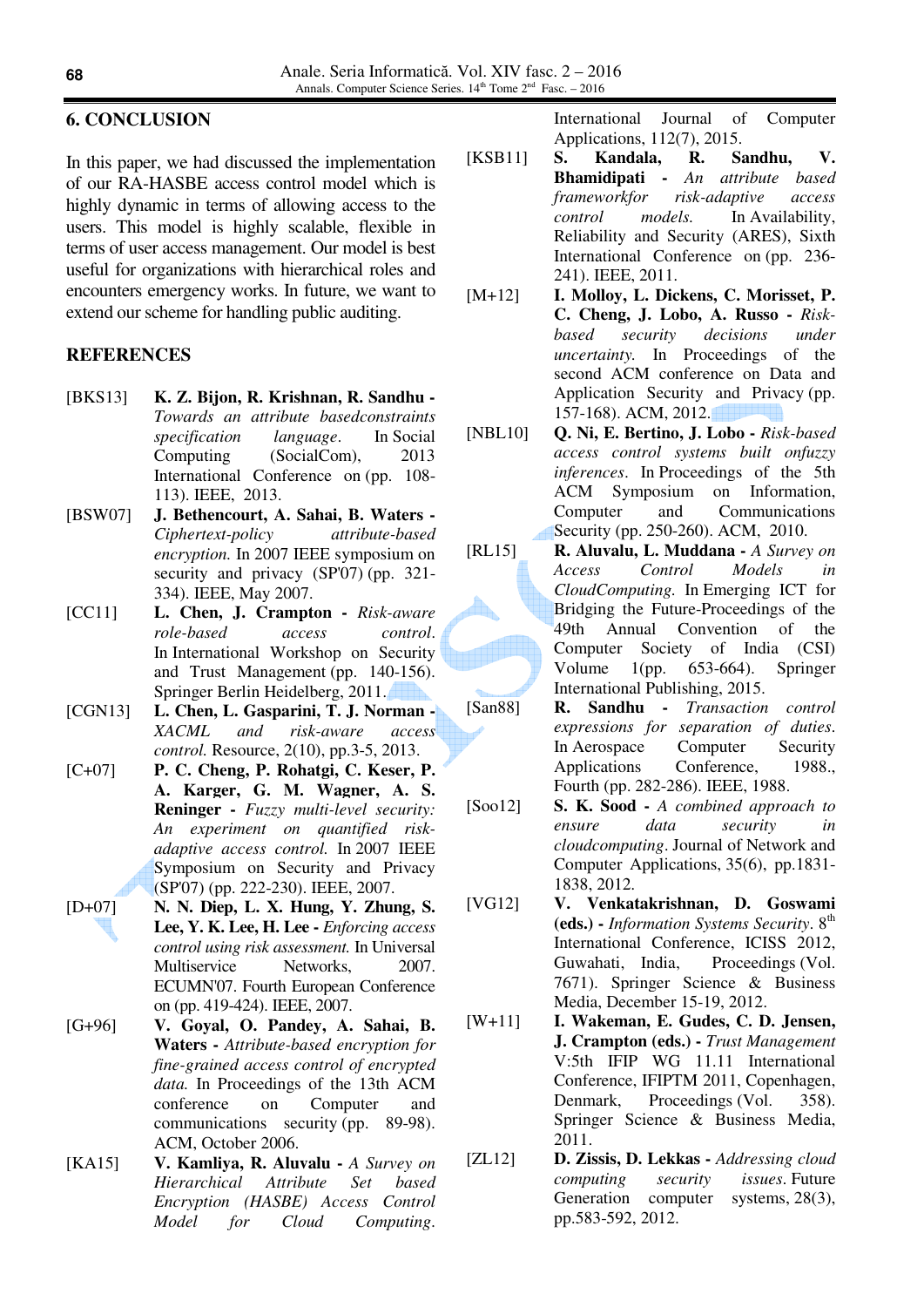## 6. CONCLUSION

In this paper, we had discussed the implementation of our RA-HASBE access control model which is highly dynamic in terms of allowing access to the users. This model is highly scalable, flexible in terms of user access management. Our model is best useful for organizations with hierarchical roles and encounters emergency works. In future, we want to extend our scheme for handling public auditing.

## REFERENCES

[BKS13] **K. Z. Bijon, R. Krishnan, R. Sandhu -** *Towards an attribute basedconstraints specification language*. In Social Computing (SocialCom), 2013 International Conference on (pp. 108-113). IEEE, 2013.

[BSW07] **J. Bethencourt, A. Sahai, B. Waters -** *Ciphertext-policy attribute-based encryption.* In 2007 IEEE symposium on security and privacy (SP'07) (pp. 321-334). IEEE, May 2007.

[CC11] **L. Chen, J. Crampton -** *Risk-aware role-based access control.* In International Workshop on Security and Trust Management (pp. 140-156). Springer Berlin Heidelberg, 2011.

[CGN13] **L. Chen, L. Gasparini, T. J. Norman -** *XACML and risk-aware access control.* Resource, 2(10), pp.3-5, 2013.

[C+07] **P. C. Cheng, P. Rohatgi, C. Keser, P. A. Karger, G. M. Wagner, A. S. Reninger -** *Fuzzy multi-level security: An experiment on quantified risk-adaptive access control.* In 2007 IEEE Symposium on Security and Privacy (SP'07) (pp. 222-230). IEEE, 2007.

[D+07] **N. N. Diep, L. X. Hung, Y. Zhung, S. Lee, Y. K. Lee, H. Lee -** *Enforcing access control using risk assessment.* In Universal Multiservice Networks, 2007. ECUMN'07. Fourth European Conference on (pp. 419-424). IEEE, 2007.

[G+96] **V. Goyal, O. Pandey, A. Sahai, B. Waters -** *Attribute-based encryption for fine-grained access control of encrypted data.* In Proceedings of the 13th ACM conference on Computer and communications security (pp. 89-98). ACM, October 2006.

[KA15] **V. Kamliya, R. Aluvalu -** *A Survey on Hierarchical Attribute Set based Encryption (HASBE) Access Control Model for Cloud Computing.* International Journal of Computer Applications, 112(7), 2015.

[KSB11] **S. Kandala, R. Sandhu, V. Bhamidipati -** *An attribute based frameworkfor risk-adaptive access control models.* In Availability, Reliability and Security (ARES), Sixth International Conference on (pp. 236-241). IEEE, 2011.

[M+12] **I. Molloy, L. Dickens, C. Morisset, P. C. Cheng, J. Lobo, A. Russo -** *Risk-based security decisions under uncertainty.* In Proceedings of the second ACM conference on Data and Application Security and Privacy (pp. 157-168). ACM, 2012.

[NBL10] **Q. Ni, E. Bertino, J. Lobo -** *Risk-based access control systems built onfuzzy inferences.* In Proceedings of the 5th ACM Symposium on Information, Computer and Communications Security (pp. 250-260). ACM, 2010.

[RL15] **R. Aluvalu, L. Muddana -** *A Survey on Access Control Models in CloudComputing.* In Emerging ICT for Bridging the Future-Proceedings of the 49th Annual Convention of the Computer Society of India (CSI) Volume 1(pp. 653-664). Springer International Publishing, 2015.

[San88] **R. Sandhu -** *Transaction control expressions for separation of duties.* In Aerospace Computer Security Applications Conference, 1988., Fourth (pp. 282-286). IEEE, 1988.

[Soo12] **S. K. Sood -** *A combined approach to ensure data security in cloudcomputing*. Journal of Network and Computer Applications, 35(6), pp.1831-1838, 2012.

[VG12] **V. Venkatakrishnan, D. Goswami (eds.) -** *Information Systems Security*. 8th International Conference, ICISS 2012, Guwahati, India, Proceedings (Vol. 7671). Springer Science & Business Media, December 15-19, 2012.

[W+11] **I. Wakeman, E. Gudes, C. D. Jensen, J. Crampton (eds.) -** *Trust Management* V:5th IFIP WG 11.11 International Conference, IFIPTM 2011, Copenhagen, Denmark, Proceedings (Vol. 358). Springer Science & Business Media, 2011.

[ZL12] **D. Zissis, D. Lekkas -** *Addressing cloud computing security issues.* Future Generation computer systems, 28(3), pp.583-592, 2012.